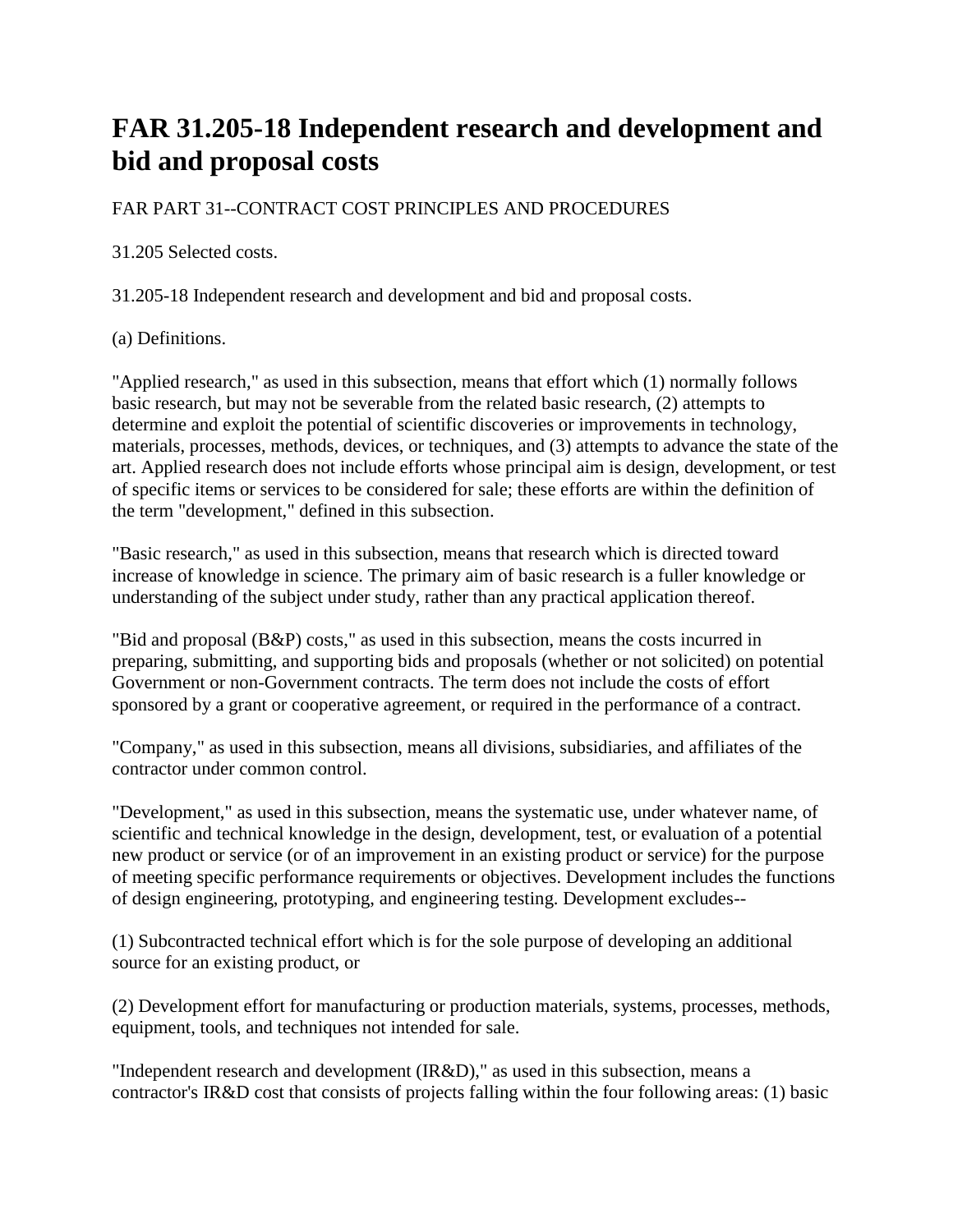# FAR 31.205-18 Independent research and development and bid and proposal costs

FAR PART 31--CONTRACT COST PRINCIPLES AND PROCEDURES

31.205 Selected costs.

31.205-18 Independent research and development and bid and proposal costs.

(a) Definitions.

"Applied research," as used in this subsection, means that effort which (1) normally follows basic research, but may not be severable from the related basic research, (2) attempts to determine and exploit the potential of scientific discoveries or improvements in technology, materials, processes, methods, devices, or techniques, and (3) attempts to advance the state of the art. Applied research does not include efforts whose principal aim is design, development, or test of specific items or services to be considered for sale; these efforts are within the definition of the term "development," defined in this subsection.

"Basic research," as used in this subsection, means that research which is directed toward increase of knowledge in science. The primary aim of basic research is a fuller knowledge or understanding of the subject under study, rather than any practical application thereof.

"Bid and proposal (B&P) costs," as used in this subsection, means the costs incurred in preparing, submitting, and supporting bids and proposals (whether or not solicited) on potential Government or non-Government contracts. The term does not include the costs of effort sponsored by a grant or cooperative agreement, or required in the performance of a contract.

"Company," as used in this subsection, means all divisions, subsidiaries, and affiliates of the contractor under common control.

"Development," as used in this subsection, means the systematic use, under whatever name, of scientific and technical knowledge in the design, development, test, or evaluation of a potential new product or service (or of an improvement in an existing product or service) for the purpose of meeting specific performance requirements or objectives. Development includes the functions of design engineering, prototyping, and engineering testing. Development excludes--

(1) Subcontracted technical effort which is for the sole purpose of developing an additional source for an existing product, or

(2) Development effort for manufacturing or production materials, systems, processes, methods, equipment, tools, and techniques not intended for sale.

"Independent research and development (IR&D)," as used in this subsection, means a contractor's IR&D cost that consists of projects falling within the four following areas: (1) basic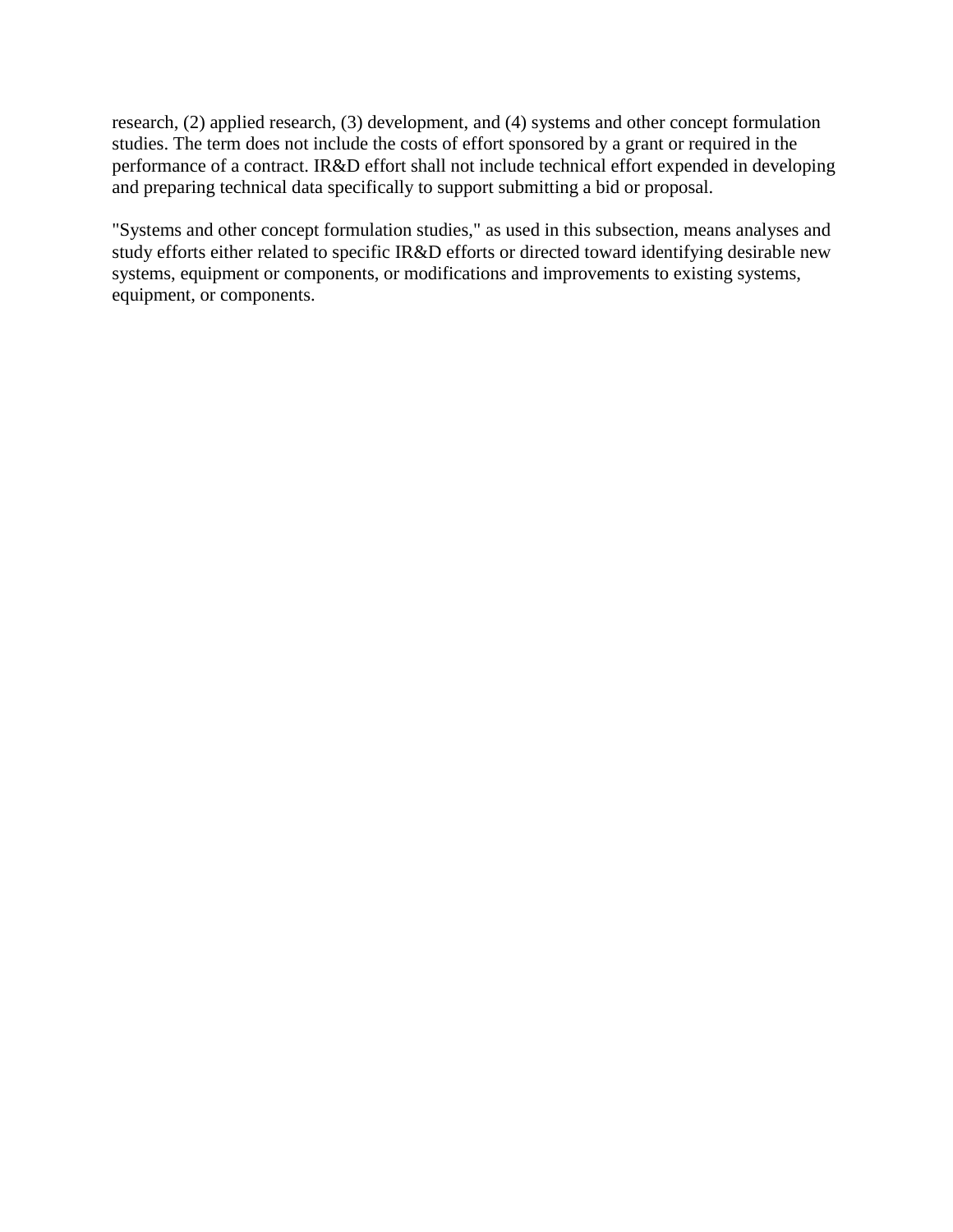research, (2) applied research, (3) development, and (4) systems and other concept formulation studies. The term does not include the costs of effort sponsored by a grant or required in the performance of a contract. IR&D effort shall not include technical effort expended in developing and preparing technical data specifically to support submitting a bid or proposal.

"Systems and other concept formulation studies," as used in this subsection, means analyses and study efforts either related to specific IR&D efforts or directed toward identifying desirable new systems, equipment or components, or modifications and improvements to existing systems, equipment, or components.